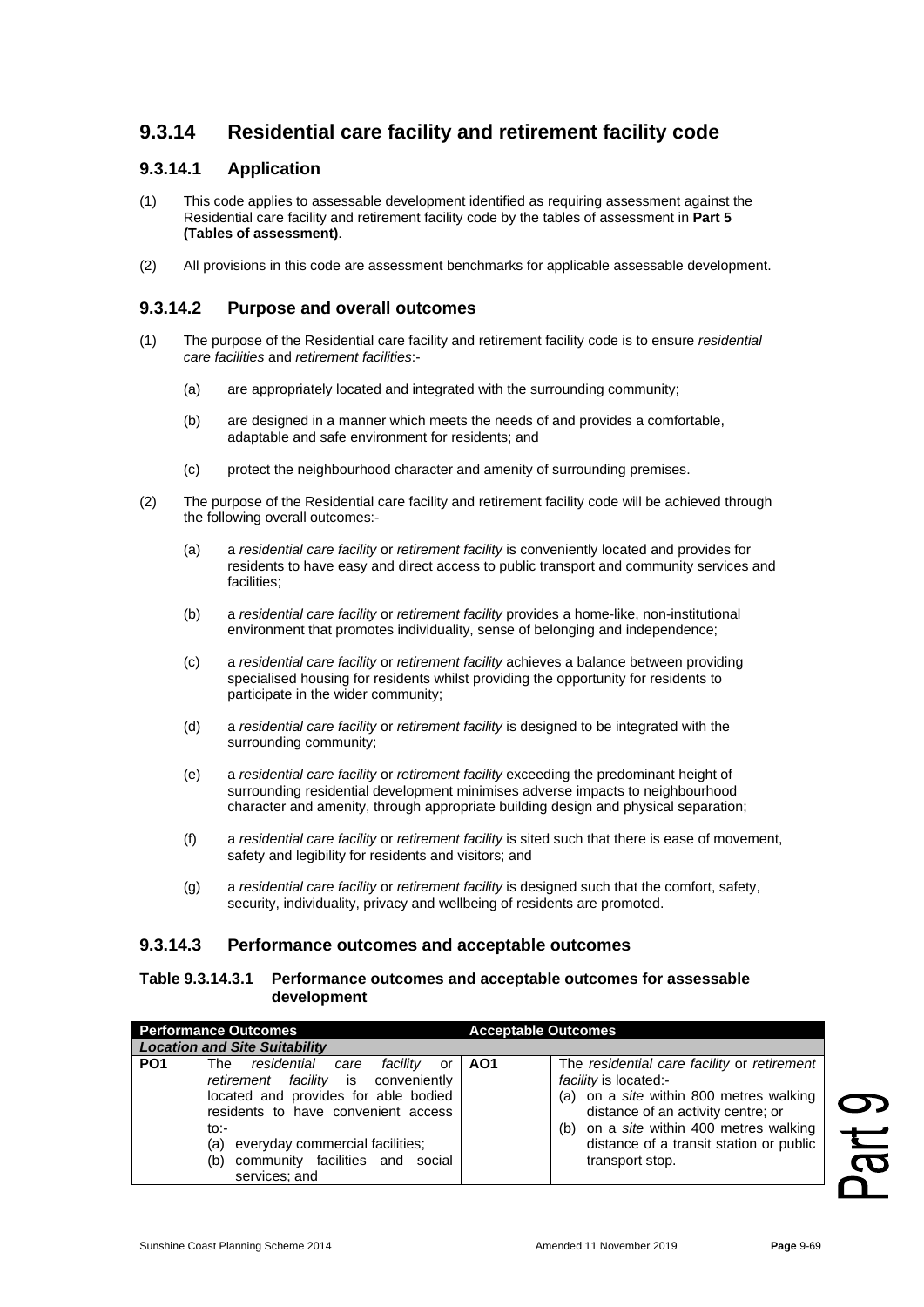## 9.3.14 Residential care facility and retirement facility code

### 9.3.14.1 Application

(1) This code applies to assessable development identified as requiring assessment against the Residential care facility and retirement facility code by the tables of assessment in **Part 5 (Tables of assessment)**.

(2) All provisions in this code are assessment benchmarks for applicable assessable development.

### 9.3.14.2 Purpose and overall outcomes

(1) The purpose of the Residential care facility and retirement facility code is to ensure *residential care facilities* and *retirement facilities*:-

(a) are appropriately located and integrated with the surrounding community;

(b) are designed in a manner which meets the needs of and provides a comfortable, adaptable and safe environment for residents; and

(c) protect the neighbourhood character and amenity of surrounding premises.

(2) The purpose of the Residential care facility and retirement facility code will be achieved through the following overall outcomes:-

(a) a *residential care facility* or *retirement facility* is conveniently located and provides for residents to have easy and direct access to public transport and community services and facilities;

(b) a *residential care facility* or *retirement facility* provides a home-like, non-institutional environment that promotes individuality, sense of belonging and independence;

(c) a *residential care facility* or *retirement facility* achieves a balance between providing specialised housing for residents whilst providing the opportunity for residents to participate in the wider community;

(d) a *residential care facility* or *retirement facility* is designed to be integrated with the surrounding community;

(e) a *residential care facility* or *retirement facility* exceeding the predominant height of surrounding residential development minimises adverse impacts to neighbourhood character and amenity, through appropriate building design and physical separation;

(f) a *residential care facility* or *retirement facility* is sited such that there is ease of movement, safety and legibility for residents and visitors; and

(g) a *residential care facility* or *retirement facility* is designed such that the comfort, safety, security, individuality, privacy and wellbeing of residents are promoted.

### 9.3.14.3 Performance outcomes and acceptable outcomes

**Table 9.3.14.3.1 Performance outcomes and acceptable outcomes for assessable development**

| Performance Outcomes | | Acceptable Outcomes | |
|---|---|---|---|
| ***Location and Site Suitability*** | | | |
| **PO1** | The *residential care facility* or *retirement facility* is conveniently located and provides for able bodied residents to have convenient access to:-<br>(a) everyday commercial facilities;<br>(b) community facilities and social services; and | **AO1** | The *residential care facility* or *retirement facility* is located:-<br>(a) on a *site* within 800 metres walking distance of an activity centre; or<br>(b) on a *site* within 400 metres walking distance of a transit station or public transport stop. |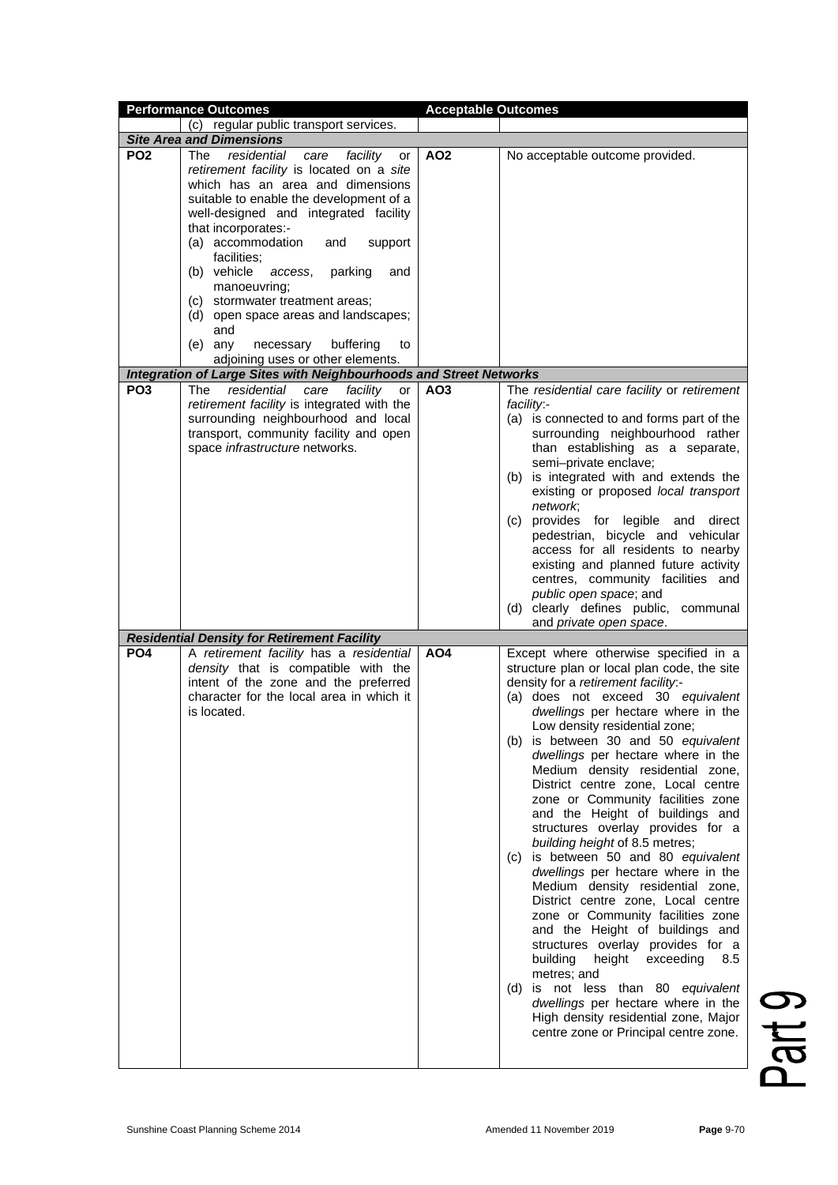| Performance Outcomes | | Acceptable Outcomes | |
|---|---|---|---|
| | (c) regular public transport services. | | |
| ***Site Area and Dimensions*** | | | |
| **PO2** | The *residential care facility* or *retirement facility* is located on a *site* which has an area and dimensions suitable to enable the development of a well-designed and integrated facility that incorporates:-<br>(a) accommodation and support facilities;<br>(b) vehicle *access*, parking and manoeuvring;<br>(c) stormwater treatment areas;<br>(d) open space areas and landscapes; and<br>(e) any necessary buffering to adjoining uses or other elements. | **AO2** | No acceptable outcome provided. |
| ***Integration of Large Sites with Neighbourhoods and Street Networks*** | | | |
| **PO3** | The *residential care facility* or *retirement facility* is integrated with the surrounding neighbourhood and local transport, community facility and open space *infrastructure* networks. | **AO3** | The *residential care facility* or *retirement facility*:-<br>(a) is connected to and forms part of the surrounding neighbourhood rather than establishing as a separate, semi–private enclave;<br>(b) is integrated with and extends the existing or proposed *local transport network*;<br>(c) provides for legible and direct pedestrian, bicycle and vehicular access for all residents to nearby existing and planned future activity centres, community facilities and *public open space*; and<br>(d) clearly defines public, communal and *private open space*. |
| ***Residential Density for Retirement Facility*** | | | |
| **PO4** | A *retirement facility* has a *residential density* that is compatible with the intent of the zone and the preferred character for the local area in which it is located. | **AO4** | Except where otherwise specified in a structure plan or local plan code, the site density for a *retirement facility*:-<br>(a) does not exceed 30 *equivalent dwellings* per hectare where in the Low density residential zone;<br>(b) is between 30 and 50 *equivalent dwellings* per hectare where in the Medium density residential zone, District centre zone, Local centre zone or Community facilities zone and the Height of buildings and structures overlay provides for a *building height* of 8.5 metres;<br>(c) is between 50 and 80 *equivalent dwellings* per hectare where in the Medium density residential zone, District centre zone, Local centre zone or Community facilities zone and the Height of buildings and structures overlay provides for a building height exceeding 8.5 metres; and<br>(d) is not less than 80 *equivalent dwellings* per hectare where in the High density residential zone, Major centre zone or Principal centre zone. |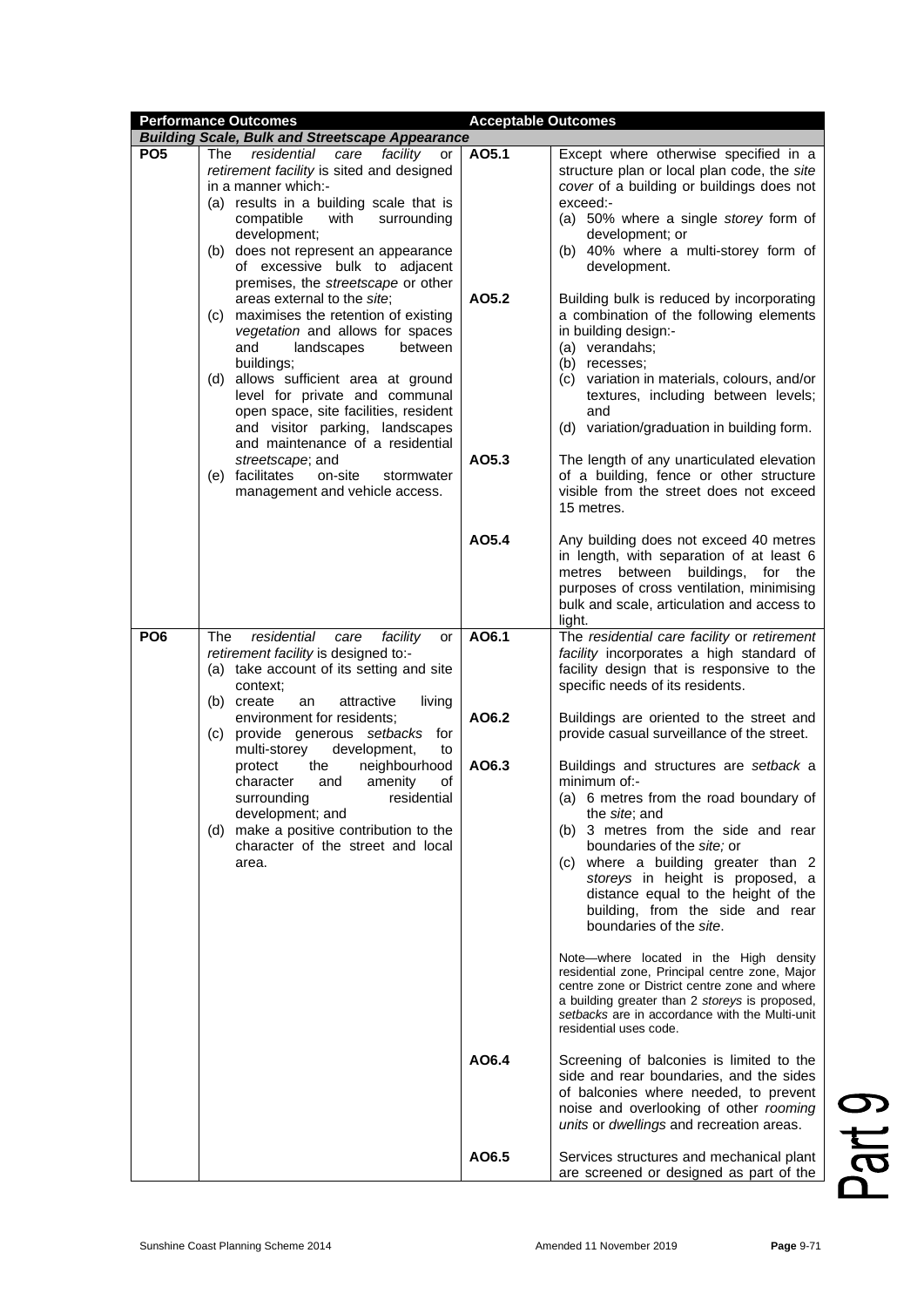| Performance Outcomes | | Acceptable Outcomes | |
|---|---|---|---|
| ***Building Scale, Bulk and Streetscape Appearance*** | | | |
| **PO5** | The *residential care facility* or *retirement facility* is sited and designed in a manner which:-<br>(a) results in a building scale that is compatible with surrounding development;<br>(b) does not represent an appearance of excessive bulk to adjacent premises, the *streetscape* or other areas external to the *site*;<br>(c) maximises the retention of existing *vegetation* and allows for spaces and landscapes between buildings;<br>(d) allows sufficient area at ground level for private and communal open space, site facilities, resident and visitor parking, landscapes and maintenance of a residential *streetscape*; and<br>(e) facilitates on-site stormwater management and vehicle access. | **AO5.1** | Except where otherwise specified in a structure plan or local plan code, the *site cover* of a building or buildings does not exceed:-<br>(a) 50% where a single *storey* form of development; or<br>(b) 40% where a multi-storey form of development. |
| | | **AO5.2** | Building bulk is reduced by incorporating a combination of the following elements in building design:-<br>(a) verandahs;<br>(b) recesses;<br>(c) variation in materials, colours, and/or textures, including between levels; and<br>(d) variation/graduation in building form. |
| | | **AO5.3** | The length of any unarticulated elevation of a building, fence or other structure visible from the street does not exceed 15 metres. |
| | | **AO5.4** | Any building does not exceed 40 metres in length, with separation of at least 6 metres between buildings, for the purposes of cross ventilation, minimising bulk and scale, articulation and access to light. |
| **PO6** | The *residential care facility* or *retirement facility* is designed to:-<br>(a) take account of its setting and site context;<br>(b) create an attractive living environment for residents;<br>(c) provide generous *setbacks* for multi-storey development, to protect the neighbourhood character and amenity of surrounding residential development; and<br>(d) make a positive contribution to the character of the street and local area. | **AO6.1** | The *residential care facility* or *retirement facility* incorporates a high standard of facility design that is responsive to the specific needs of its residents. |
| | | **AO6.2** | Buildings are oriented to the street and provide casual surveillance of the street. |
| | | **AO6.3** | Buildings and structures are *setback* a minimum of:-<br>(a) 6 metres from the road boundary of the *site*; and<br>(b) 3 metres from the side and rear boundaries of the *site;* or<br>(c) where a building greater than 2 *storeys* in height is proposed, a distance equal to the height of the building, from the side and rear boundaries of the *site*.<br><br>Note—where located in the High density residential zone, Principal centre zone, Major centre zone or District centre zone and where a building greater than 2 *storeys* is proposed, *setbacks* are in accordance with the Multi-unit residential uses code. |
| | | **AO6.4** | Screening of balconies is limited to the side and rear boundaries, and the sides of balconies where needed, to prevent noise and overlooking of other *rooming units* or *dwellings* and recreation areas. |
| | | **AO6.5** | Services structures and mechanical plant are screened or designed as part of the |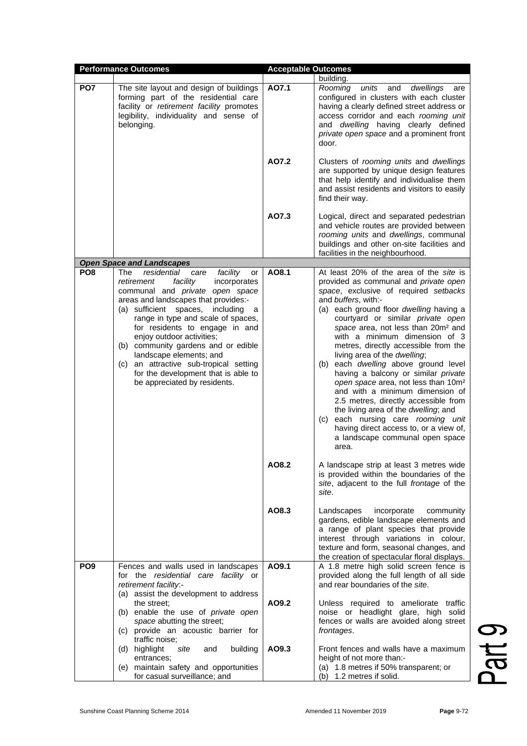| Performance Outcomes | | Acceptable Outcomes | |
|---|---|---|---|
| | | | building. |
| **PO7** | The site layout and design of buildings forming part of the residential care facility or *retirement facility* promotes legibility, individuality and sense of belonging. | **AO7.1** | *Rooming units* and *dwellings* are configured in clusters with each cluster having a clearly defined street address or access corridor and each *rooming unit* and *dwelling* having clearly defined *private open space* and a prominent front door. |
| | | **AO7.2** | Clusters of *rooming units* and *dwellings* are supported by unique design features that help identify and individualise them and assist residents and visitors to easily find their way. |
| | | **AO7.3** | Logical, direct and separated pedestrian and vehicle routes are provided between *rooming units* and *dwellings*, communal buildings and other on-site facilities and facilities in the neighbourhood. |
| ***Open Space and Landscapes*** | | | |
| **PO8** | The *residential care facility* or *retirement facility* incorporates communal and *private open space* areas and landscapes that provides:-<br>(a) sufficient spaces, including a range in type and scale of spaces, for residents to engage in and enjoy outdoor activities;<br>(b) community gardens and or edible landscape elements; and<br>(c) an attractive sub-tropical setting for the development that is able to be appreciated by residents. | **AO8.1** | At least 20% of the area of the *site* is provided as communal and *private open space*, exclusive of required *setbacks* and *buffers*, with:-<br>(a) each ground floor *dwelling* having a courtyard or similar *private open space* area, not less than 20m² and with a minimum dimension of 3 metres, directly accessible from the living area of the *dwelling*;<br>(b) each *dwelling* above ground level having a balcony or similar *private open space* area, not less than 10m² and with a minimum dimension of 2.5 metres, directly accessible from the living area of the *dwelling*; and<br>(c) each nursing care *rooming unit* having direct access to, or a view of, a landscape communal open space area. |
| | | **AO8.2** | A landscape strip at least 3 metres wide is provided within the boundaries of the *site*, adjacent to the full *frontage* of the *site*. |
| | | **AO8.3** | Landscapes incorporate community gardens, edible landscape elements and a range of plant species that provide interest through variations in colour, texture and form, seasonal changes, and the creation of spectacular floral displays. |
| **PO9** | Fences and walls used in landscapes for the *residential care facility* or *retirement facility*:-<br>(a) assist the development to address the street;<br>(b) enable the use of *private open space* abutting the street;<br>(c) provide an acoustic barrier for traffic noise;<br>(d) highlight *site* and building entrances;<br>(e) maintain safety and opportunities for casual surveillance; and | **AO9.1** | A 1.8 metre high solid screen fence is provided along the full length of all side and rear boundaries of the *site*. |
| | | **AO9.2** | Unless required to ameliorate traffic noise or headlight glare, high solid fences or walls are avoided along street *frontages*. |
| | | **AO9.3** | Front fences and walls have a maximum height of not more than:-<br>(a) 1.8 metres if 50% transparent; or<br>(b) 1.2 metres if solid. |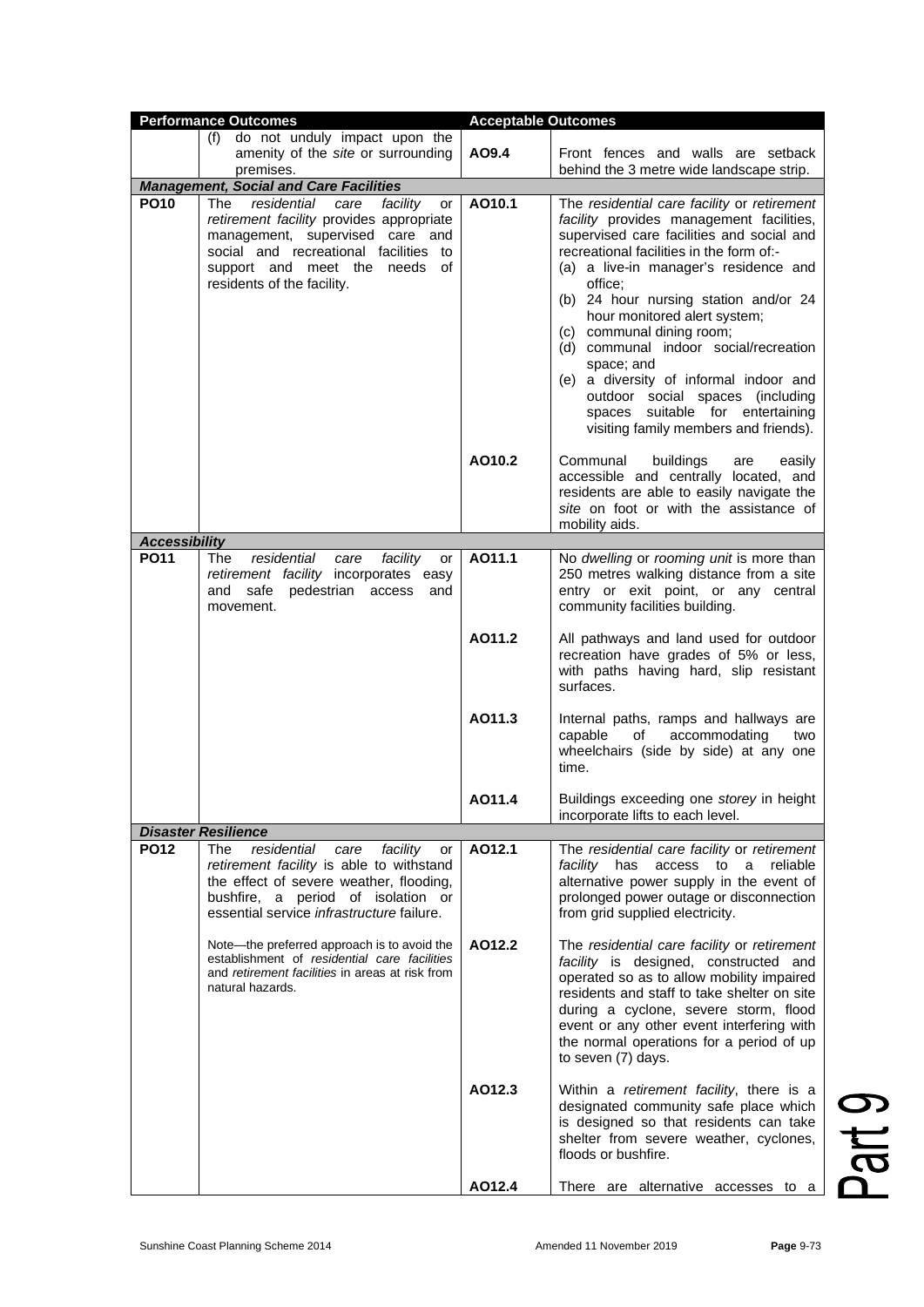| Performance Outcomes | | Acceptable Outcomes | |
|---|---|---|---|
| | (f) do not unduly impact upon the amenity of the *site* or surrounding premises. | AO9.4 | Front fences and walls are setback behind the 3 metre wide landscape strip. |
| ***Management, Social and Care Facilities*** | | | |
| **PO10** | The *residential care facility* or *retirement facility* provides appropriate management, supervised care and social and recreational facilities to support and meet the needs of residents of the facility. | AO10.1 | The *residential care facility* or *retirement facility* provides management facilities, supervised care facilities and social and recreational facilities in the form of:-<br>(a) a live-in manager's residence and office;<br>(b) 24 hour nursing station and/or 24 hour monitored alert system;<br>(c) communal dining room;<br>(d) communal indoor social/recreation space; and<br>(e) a diversity of informal indoor and outdoor social spaces (including spaces suitable for entertaining visiting family members and friends). |
| | | AO10.2 | Communal buildings are easily accessible and centrally located, and residents are able to easily navigate the *site* on foot or with the assistance of mobility aids. |
| ***Accessibility*** | | | |
| **PO11** | The *residential care facility* or *retirement facility* incorporates easy and safe pedestrian access and movement. | AO11.1 | No *dwelling* or *rooming unit* is more than 250 metres walking distance from a site entry or exit point, or any central community facilities building. |
| | | AO11.2 | All pathways and land used for outdoor recreation have grades of 5% or less, with paths having hard, slip resistant surfaces. |
| | | AO11.3 | Internal paths, ramps and hallways are capable of accommodating two wheelchairs (side by side) at any one time. |
| | | AO11.4 | Buildings exceeding one *storey* in height incorporate lifts to each level. |
| ***Disaster Resilience*** | | | |
| **PO12** | The *residential care facility* or *retirement facility* is able to withstand the effect of severe weather, flooding, bushfire, a period of isolation or essential service *infrastructure* failure.<br><br>Note—the preferred approach is to avoid the establishment of *residential care facilities* and *retirement facilities* in areas at risk from natural hazards. | AO12.1 | The *residential care facility* or *retirement facility* has access to a reliable alternative power supply in the event of prolonged power outage or disconnection from grid supplied electricity. |
| | | AO12.2 | The *residential care facility* or *retirement facility* is designed, constructed and operated so as to allow mobility impaired residents and staff to take shelter on site during a cyclone, severe storm, flood event or any other event interfering with the normal operations for a period of up to seven (7) days. |
| | | AO12.3 | Within a *retirement facility*, there is a designated community safe place which is designed so that residents can take shelter from severe weather, cyclones, floods or bushfire. |
| | | AO12.4 | There are alternative accesses to a |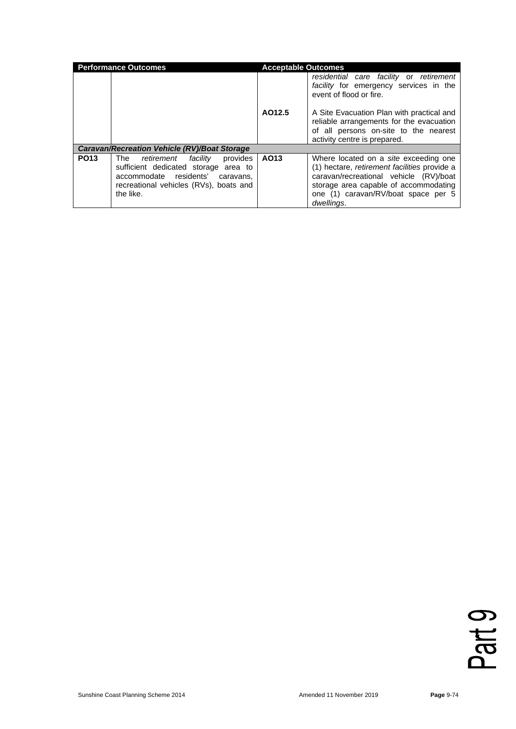| Performance Outcomes | | Acceptable Outcomes | |
|---|---|---|---|
| | | | *residential care facility* or *retirement facility* for emergency services in the event of flood or fire. |
| | | AO12.5 | A Site Evacuation Plan with practical and reliable arrangements for the evacuation of all persons on-site to the nearest activity centre is prepared. |
| ***Caravan/Recreation Vehicle (RV)/Boat Storage*** | | | |
| **PO13** | The *retirement facility* provides sufficient dedicated storage area to accommodate residents' caravans, recreational vehicles (RVs), boats and the like. | **AO13** | Where located on a *site* exceeding one (1) hectare, *retirement facilities* provide a caravan/recreational vehicle (RV)/boat storage area capable of accommodating one (1) caravan/RV/boat space per 5 *dwellings*. |